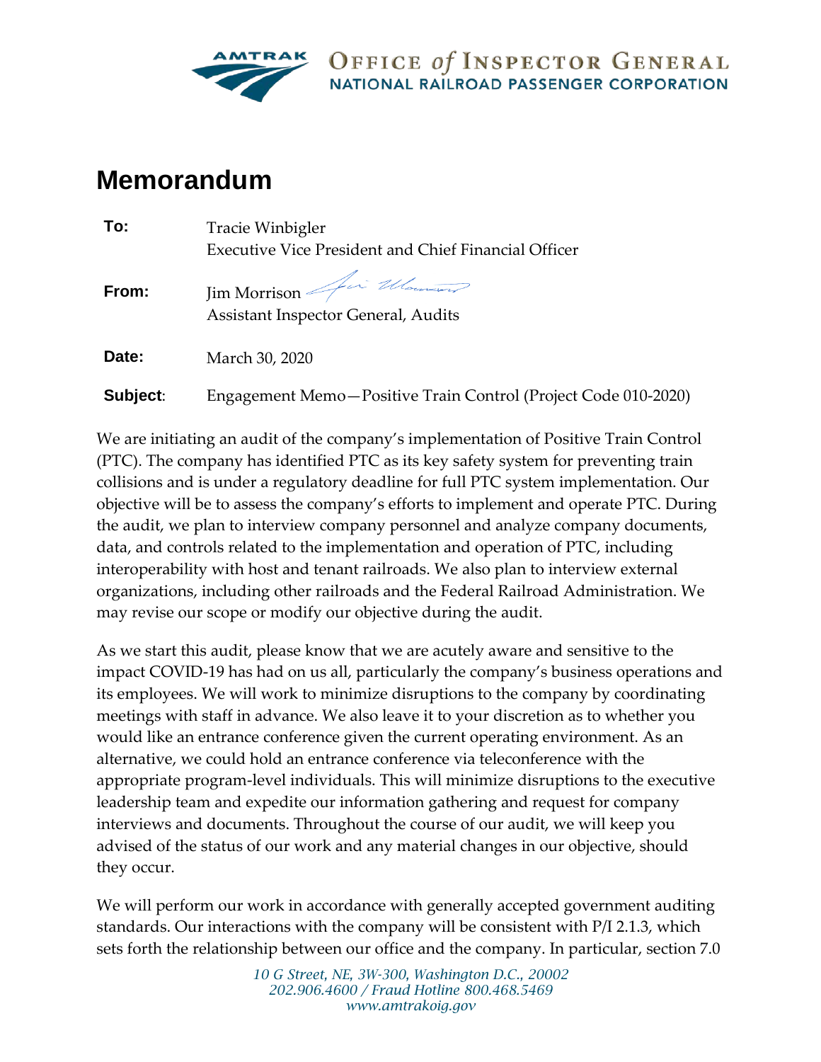AMTRAK OFFICE *of* INSPECTOR GENERAL
NATIONAL RAILROAD PASSENGER CORPORATION

# Memorandum

**To:** Tracie Winbigler
Executive Vice President and Chief Financial Officer

**From:** Jim Morrison
Assistant Inspector General, Audits

**Date:** March 30, 2020

**Subject:** Engagement Memo—Positive Train Control (Project Code 010-2020)

We are initiating an audit of the company's implementation of Positive Train Control (PTC). The company has identified PTC as its key safety system for preventing train collisions and is under a regulatory deadline for full PTC system implementation. Our objective will be to assess the company's efforts to implement and operate PTC. During the audit, we plan to interview company personnel and analyze company documents, data, and controls related to the implementation and operation of PTC, including interoperability with host and tenant railroads. We also plan to interview external organizations, including other railroads and the Federal Railroad Administration. We may revise our scope or modify our objective during the audit.

As we start this audit, please know that we are acutely aware and sensitive to the impact COVID-19 has had on us all, particularly the company's business operations and its employees. We will work to minimize disruptions to the company by coordinating meetings with staff in advance. We also leave it to your discretion as to whether you would like an entrance conference given the current operating environment. As an alternative, we could hold an entrance conference via teleconference with the appropriate program-level individuals. This will minimize disruptions to the executive leadership team and expedite our information gathering and request for company interviews and documents. Throughout the course of our audit, we will keep you advised of the status of our work and any material changes in our objective, should they occur.

We will perform our work in accordance with generally accepted government auditing standards. Our interactions with the company will be consistent with P/I 2.1.3, which sets forth the relationship between our office and the company. In particular, section 7.0

*10 G Street, NE, 3W-300, Washington D.C., 20002*
*202.906.4600 / Fraud Hotline 800.468.5469*
*www.amtrakoig.gov*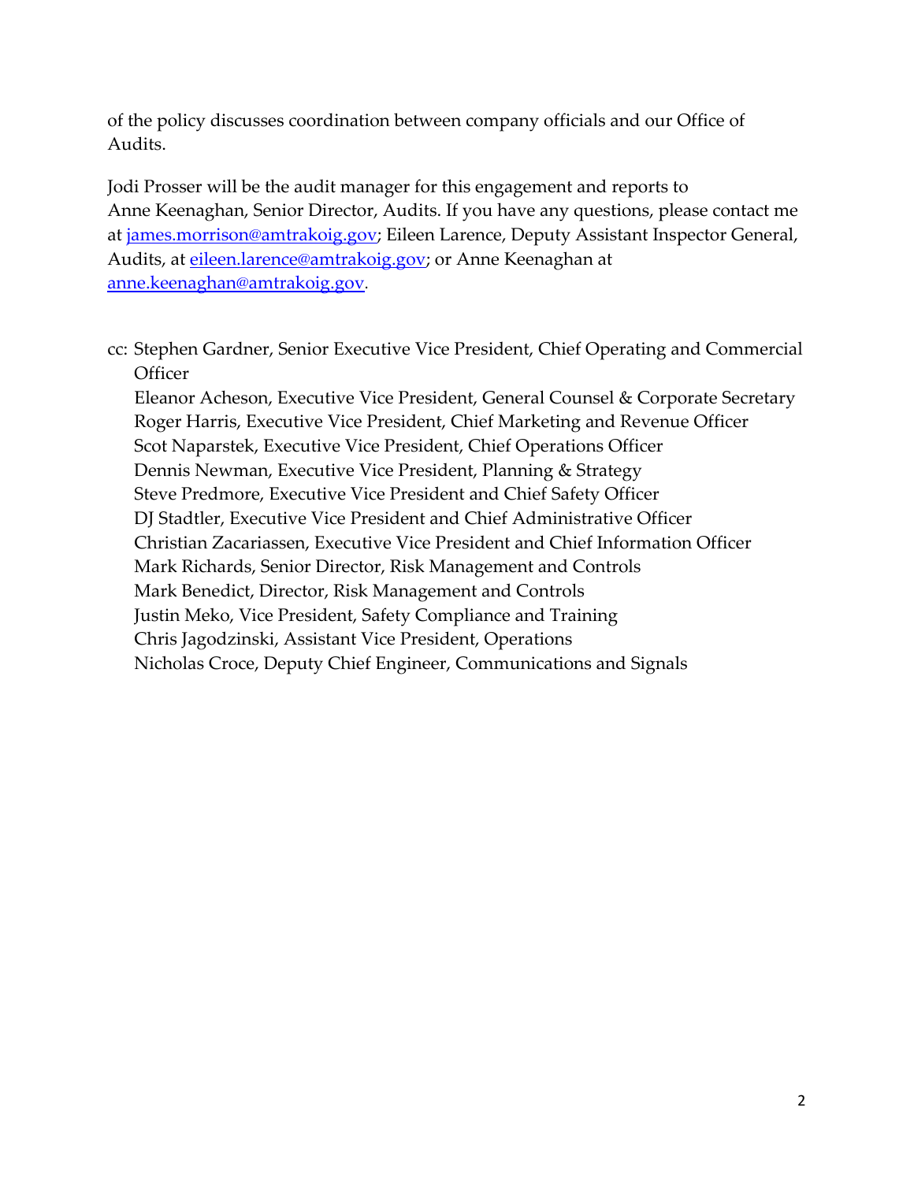of the policy discusses coordination between company officials and our Office of Audits.

Jodi Prosser will be the audit manager for this engagement and reports to Anne Keenaghan, Senior Director, Audits. If you have any questions, please contact me at [james.morrison@amtrakoig.gov](mailto:james.morrison@amtrakoig.gov); Eileen Larence, Deputy Assistant Inspector General, Audits, at [eileen.larence@amtrakoig.gov](mailto:eileen.larence@amtrakoig.gov); or Anne Keenaghan at [anne.keenaghan@amtrakoig.gov](mailto:anne.keenaghan@amtrakoig.gov).

cc: Stephen Gardner, Senior Executive Vice President, Chief Operating and Commercial Officer
Eleanor Acheson, Executive Vice President, General Counsel & Corporate Secretary
Roger Harris, Executive Vice President, Chief Marketing and Revenue Officer
Scot Naparstek, Executive Vice President, Chief Operations Officer
Dennis Newman, Executive Vice President, Planning & Strategy
Steve Predmore, Executive Vice President and Chief Safety Officer
DJ Stadtler, Executive Vice President and Chief Administrative Officer
Christian Zacariassen, Executive Vice President and Chief Information Officer
Mark Richards, Senior Director, Risk Management and Controls
Mark Benedict, Director, Risk Management and Controls
Justin Meko, Vice President, Safety Compliance and Training
Chris Jagodzinski, Assistant Vice President, Operations
Nicholas Croce, Deputy Chief Engineer, Communications and Signals